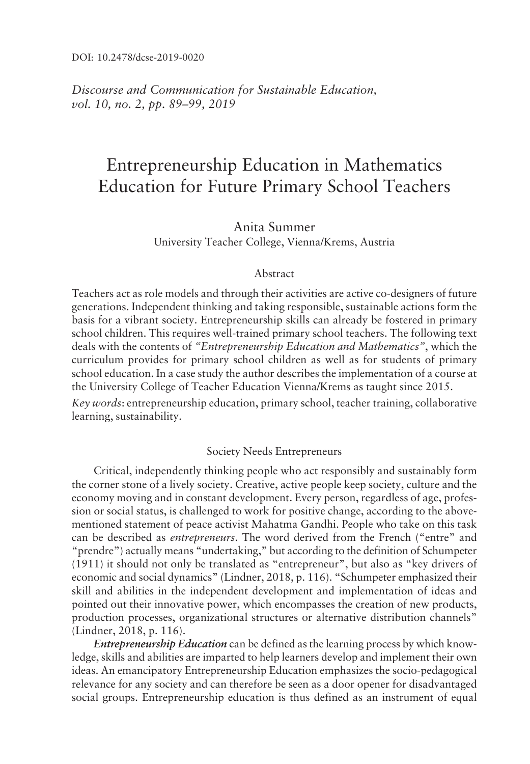DOI: 10.2478/dcse-2019-0020

*Discourse and Communication for Sustainable Education, vol. 10, no. 2, pp. 89–99, 2019*

# Entrepreneurship Education in Mathematics Education for Future Primary School Teachers

Anita Summer
University Teacher College, Vienna/Krems, Austria

## Abstract

Teachers act as role models and through their activities are active co-designers of future generations. Independent thinking and taking responsible, sustainable actions form the basis for a vibrant society. Entrepreneurship skills can already be fostered in primary school children. This requires well-trained primary school teachers. The following text deals with the contents of *"Entrepreneurship Education and Mathematics"*, which the curriculum provides for primary school children as well as for students of primary school education. In a case study the author describes the implementation of a course at the University College of Teacher Education Vienna/Krems as taught since 2015.

*Key words*: entrepreneurship education, primary school, teacher training, collaborative learning, sustainability.

## Society Needs Entrepreneurs

Critical, independently thinking people who act responsibly and sustainably form the corner stone of a lively society. Creative, active people keep society, culture and the economy moving and in constant development. Every person, regardless of age, profession or social status, is challenged to work for positive change, according to the above-mentioned statement of peace activist Mahatma Gandhi. People who take on this task can be described as *entrepreneurs*. The word derived from the French ("entre" and "prendre") actually means "undertaking," but according to the definition of Schumpeter (1911) it should not only be translated as "entrepreneur", but also as "key drivers of economic and social dynamics" (Lindner, 2018, p. 116). "Schumpeter emphasized their skill and abilities in the independent development and implementation of ideas and pointed out their innovative power, which encompasses the creation of new products, production processes, organizational structures or alternative distribution channels" (Lindner, 2018, p. 116).

***Entrepreneurship Education*** can be defined as the learning process by which knowledge, skills and abilities are imparted to help learners develop and implement their own ideas. An emancipatory Entrepreneurship Education emphasizes the socio-pedagogical relevance for any society and can therefore be seen as a door opener for disadvantaged social groups. Entrepreneurship education is thus defined as an instrument of equal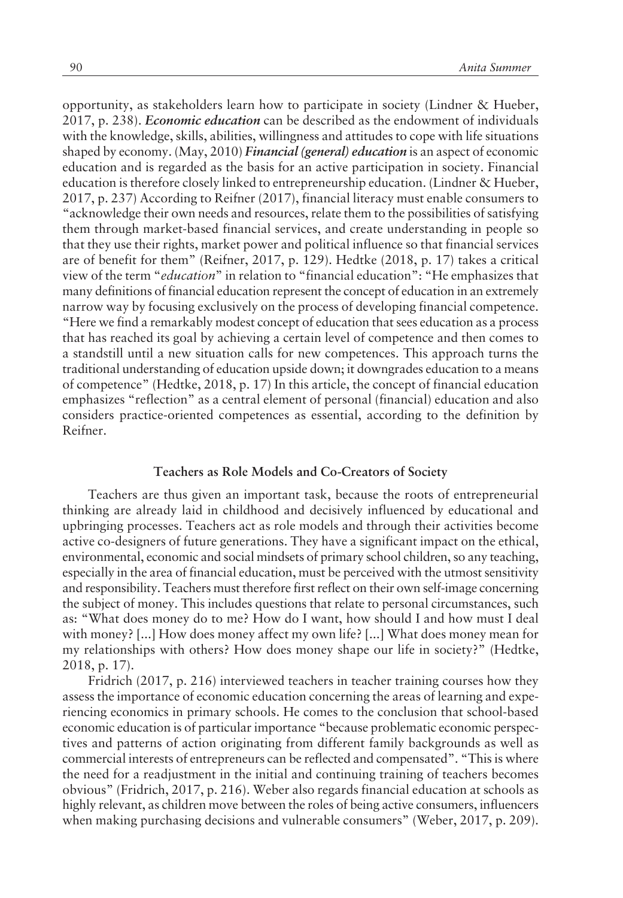opportunity, as stakeholders learn how to participate in society (Lindner & Hueber, 2017, p. 238). ***Economic education*** can be described as the endowment of individuals with the knowledge, skills, abilities, willingness and attitudes to cope with life situations shaped by economy. (May, 2010) ***Financial (general) education*** is an aspect of economic education and is regarded as the basis for an active participation in society. Financial education is therefore closely linked to entrepreneurship education. (Lindner & Hueber, 2017, p. 237) According to Reifner (2017), financial literacy must enable consumers to "acknowledge their own needs and resources, relate them to the possibilities of satisfying them through market-based financial services, and create understanding in people so that they use their rights, market power and political influence so that financial services are of benefit for them" (Reifner, 2017, p. 129). Hedtke (2018, p. 17) takes a critical view of the term "*education*" in relation to "financial education": "He emphasizes that many definitions of financial education represent the concept of education in an extremely narrow way by focusing exclusively on the process of developing financial competence. "Here we find a remarkably modest concept of education that sees education as a process that has reached its goal by achieving a certain level of competence and then comes to a standstill until a new situation calls for new competences. This approach turns the traditional understanding of education upside down; it downgrades education to a means of competence" (Hedtke, 2018, p. 17) In this article, the concept of financial education emphasizes "reflection" as a central element of personal (financial) education and also considers practice-oriented competences as essential, according to the definition by Reifner.

## Teachers as Role Models and Co-Creators of Society

Teachers are thus given an important task, because the roots of entrepreneurial thinking are already laid in childhood and decisively influenced by educational and upbringing processes. Teachers act as role models and through their activities become active co-designers of future generations. They have a significant impact on the ethical, environmental, economic and social mindsets of primary school children, so any teaching, especially in the area of financial education, must be perceived with the utmost sensitivity and responsibility. Teachers must therefore first reflect on their own self-image concerning the subject of money. This includes questions that relate to personal circumstances, such as: "What does money do to me? How do I want, how should I and how must I deal with money? [...] How does money affect my own life? [...] What does money mean for my relationships with others? How does money shape our life in society?" (Hedtke, 2018, p. 17).

Fridrich (2017, p. 216) interviewed teachers in teacher training courses how they assess the importance of economic education concerning the areas of learning and experiencing economics in primary schools. He comes to the conclusion that school-based economic education is of particular importance "because problematic economic perspectives and patterns of action originating from different family backgrounds as well as commercial interests of entrepreneurs can be reflected and compensated". "This is where the need for a readjustment in the initial and continuing training of teachers becomes obvious" (Fridrich, 2017, p. 216). Weber also regards financial education at schools as highly relevant, as children move between the roles of being active consumers, influencers when making purchasing decisions and vulnerable consumers" (Weber, 2017, p. 209).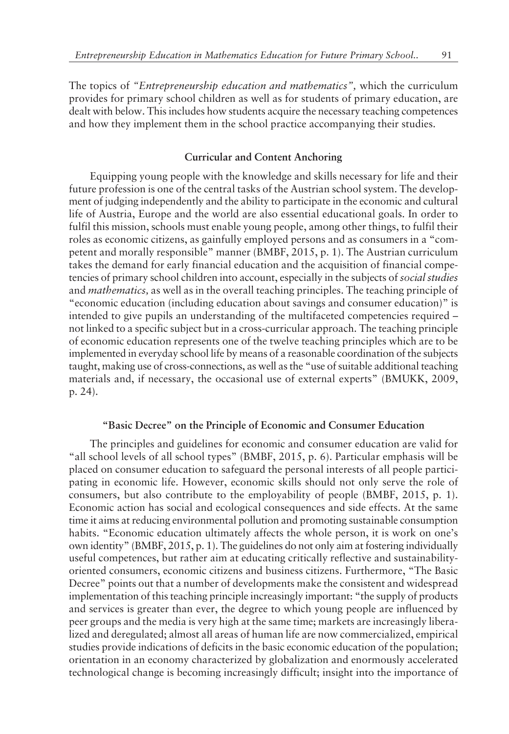The topics of *"Entrepreneurship education and mathematics"*, which the curriculum provides for primary school children as well as for students of primary education, are dealt with below. This includes how students acquire the necessary teaching competences and how they implement them in the school practice accompanying their studies.

## Curricular and Content Anchoring

Equipping young people with the knowledge and skills necessary for life and their future profession is one of the central tasks of the Austrian school system. The development of judging independently and the ability to participate in the economic and cultural life of Austria, Europe and the world are also essential educational goals. In order to fulfil this mission, schools must enable young people, among other things, to fulfil their roles as economic citizens, as gainfully employed persons and as consumers in a "competent and morally responsible" manner (BMBF, 2015, p. 1). The Austrian curriculum takes the demand for early financial education and the acquisition of financial competencies of primary school children into account, especially in the subjects of *social studies* and *mathematics,* as well as in the overall teaching principles. The teaching principle of "economic education (including education about savings and consumer education)" is intended to give pupils an understanding of the multifaceted competencies required – not linked to a specific subject but in a cross-curricular approach. The teaching principle of economic education represents one of the twelve teaching principles which are to be implemented in everyday school life by means of a reasonable coordination of the subjects taught, making use of cross-connections, as well as the "use of suitable additional teaching materials and, if necessary, the occasional use of external experts" (BMUKK, 2009, p. 24).

## "Basic Decree" on the Principle of Economic and Consumer Education

The principles and guidelines for economic and consumer education are valid for "all school levels of all school types" (BMBF, 2015, p. 6). Particular emphasis will be placed on consumer education to safeguard the personal interests of all people participating in economic life. However, economic skills should not only serve the role of consumers, but also contribute to the employability of people (BMBF, 2015, p. 1). Economic action has social and ecological consequences and side effects. At the same time it aims at reducing environmental pollution and promoting sustainable consumption habits. "Economic education ultimately affects the whole person, it is work on one's own identity" (BMBF, 2015, p. 1). The guidelines do not only aim at fostering individually useful competences, but rather aim at educating critically reflective and sustainability-oriented consumers, economic citizens and business citizens. Furthermore, "The Basic Decree" points out that a number of developments make the consistent and widespread implementation of this teaching principle increasingly important: "the supply of products and services is greater than ever, the degree to which young people are influenced by peer groups and the media is very high at the same time; markets are increasingly liberalized and deregulated; almost all areas of human life are now commercialized, empirical studies provide indications of deficits in the basic economic education of the population; orientation in an economy characterized by globalization and enormously accelerated technological change is becoming increasingly difficult; insight into the importance of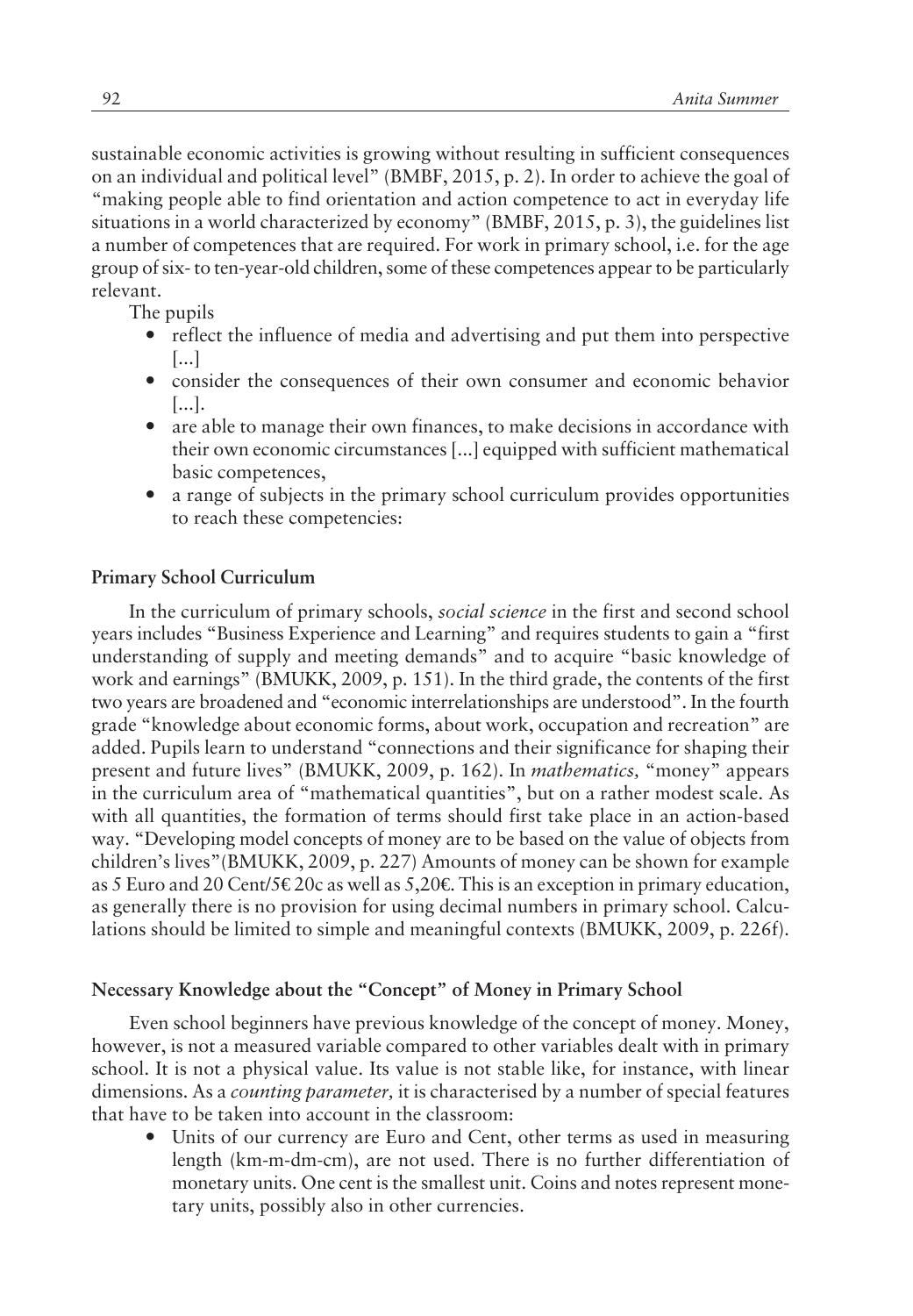sustainable economic activities is growing without resulting in sufficient consequences on an individual and political level" (BMBF, 2015, p. 2). In order to achieve the goal of "making people able to find orientation and action competence to act in everyday life situations in a world characterized by economy" (BMBF, 2015, p. 3), the guidelines list a number of competences that are required. For work in primary school, i.e. for the age group of six- to ten-year-old children, some of these competences appear to be particularly relevant.

The pupils

- reflect the influence of media and advertising and put them into perspective [...]
- consider the consequences of their own consumer and economic behavior [...].
- are able to manage their own finances, to make decisions in accordance with their own economic circumstances [...] equipped with sufficient mathematical basic competences,
- a range of subjects in the primary school curriculum provides opportunities to reach these competencies:

**Primary School Curriculum**

In the curriculum of primary schools, *social science* in the first and second school years includes "Business Experience and Learning" and requires students to gain a "first understanding of supply and meeting demands" and to acquire "basic knowledge of work and earnings" (BMUKK, 2009, p. 151). In the third grade, the contents of the first two years are broadened and "economic interrelationships are understood". In the fourth grade "knowledge about economic forms, about work, occupation and recreation" are added. Pupils learn to understand "connections and their significance for shaping their present and future lives" (BMUKK, 2009, p. 162). In *mathematics,* "money" appears in the curriculum area of "mathematical quantities", but on a rather modest scale. As with all quantities, the formation of terms should first take place in an action-based way. "Developing model concepts of money are to be based on the value of objects from children's lives"(BMUKK, 2009, p. 227) Amounts of money can be shown for example as 5 Euro and 20 Cent/5€ 20c as well as 5,20€. This is an exception in primary education, as generally there is no provision for using decimal numbers in primary school. Calculations should be limited to simple and meaningful contexts (BMUKK, 2009, p. 226f).

**Necessary Knowledge about the "Concept" of Money in Primary School**

Even school beginners have previous knowledge of the concept of money. Money, however, is not a measured variable compared to other variables dealt with in primary school. It is not a physical value. Its value is not stable like, for instance, with linear dimensions. As a *counting parameter,* it is characterised by a number of special features that have to be taken into account in the classroom:

- Units of our currency are Euro and Cent, other terms as used in measuring length (km-m-dm-cm), are not used. There is no further differentiation of monetary units. One cent is the smallest unit. Coins and notes represent monetary units, possibly also in other currencies.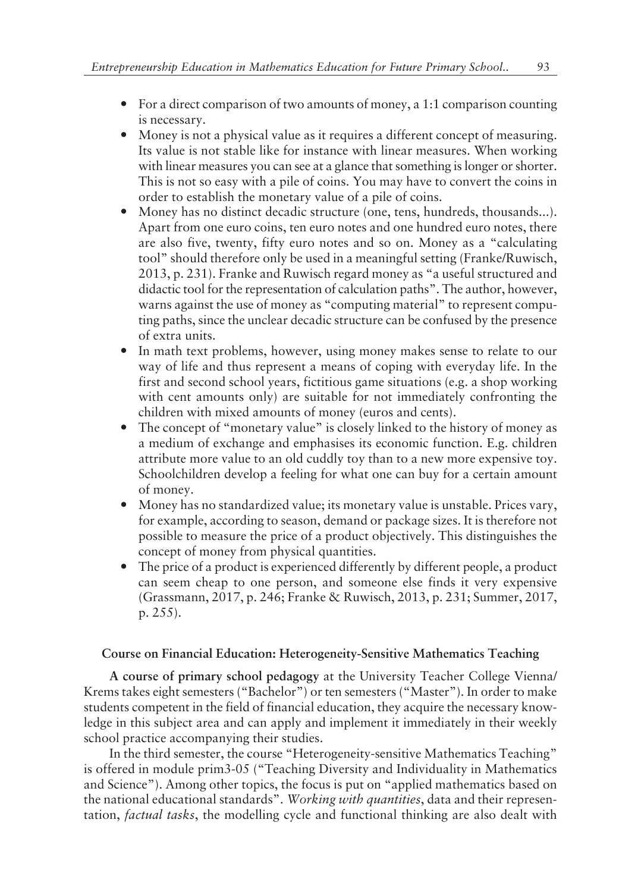- For a direct comparison of two amounts of money, a 1:1 comparison counting is necessary.
- Money is not a physical value as it requires a different concept of measuring. Its value is not stable like for instance with linear measures. When working with linear measures you can see at a glance that something is longer or shorter. This is not so easy with a pile of coins. You may have to convert the coins in order to establish the monetary value of a pile of coins.
- Money has no distinct decadic structure (one, tens, hundreds, thousands...). Apart from one euro coins, ten euro notes and one hundred euro notes, there are also five, twenty, fifty euro notes and so on. Money as a "calculating tool" should therefore only be used in a meaningful setting (Franke/Ruwisch, 2013, p. 231). Franke and Ruwisch regard money as "a useful structured and didactic tool for the representation of calculation paths". The author, however, warns against the use of money as "computing material" to represent computing paths, since the unclear decadic structure can be confused by the presence of extra units.
- In math text problems, however, using money makes sense to relate to our way of life and thus represent a means of coping with everyday life. In the first and second school years, fictitious game situations (e.g. a shop working with cent amounts only) are suitable for not immediately confronting the children with mixed amounts of money (euros and cents).
- The concept of "monetary value" is closely linked to the history of money as a medium of exchange and emphasises its economic function. E.g. children attribute more value to an old cuddly toy than to a new more expensive toy. Schoolchildren develop a feeling for what one can buy for a certain amount of money.
- Money has no standardized value; its monetary value is unstable. Prices vary, for example, according to season, demand or package sizes. It is therefore not possible to measure the price of a product objectively. This distinguishes the concept of money from physical quantities.
- The price of a product is experienced differently by different people, a product can seem cheap to one person, and someone else finds it very expensive (Grassmann, 2017, p. 246; Franke & Ruwisch, 2013, p. 231; Summer, 2017, p. 255).

### Course on Financial Education: Heterogeneity-Sensitive Mathematics Teaching

**A course of primary school pedagogy** at the University Teacher College Vienna/Krems takes eight semesters ("Bachelor") or ten semesters ("Master"). In order to make students competent in the field of financial education, they acquire the necessary knowledge in this subject area and can apply and implement it immediately in their weekly school practice accompanying their studies.

In the third semester, the course "Heterogeneity-sensitive Mathematics Teaching" is offered in module prim3-05 ("Teaching Diversity and Individuality in Mathematics and Science"). Among other topics, the focus is put on "applied mathematics based on the national educational standards". *Working with quantities*, data and their representation, *factual tasks*, the modelling cycle and functional thinking are also dealt with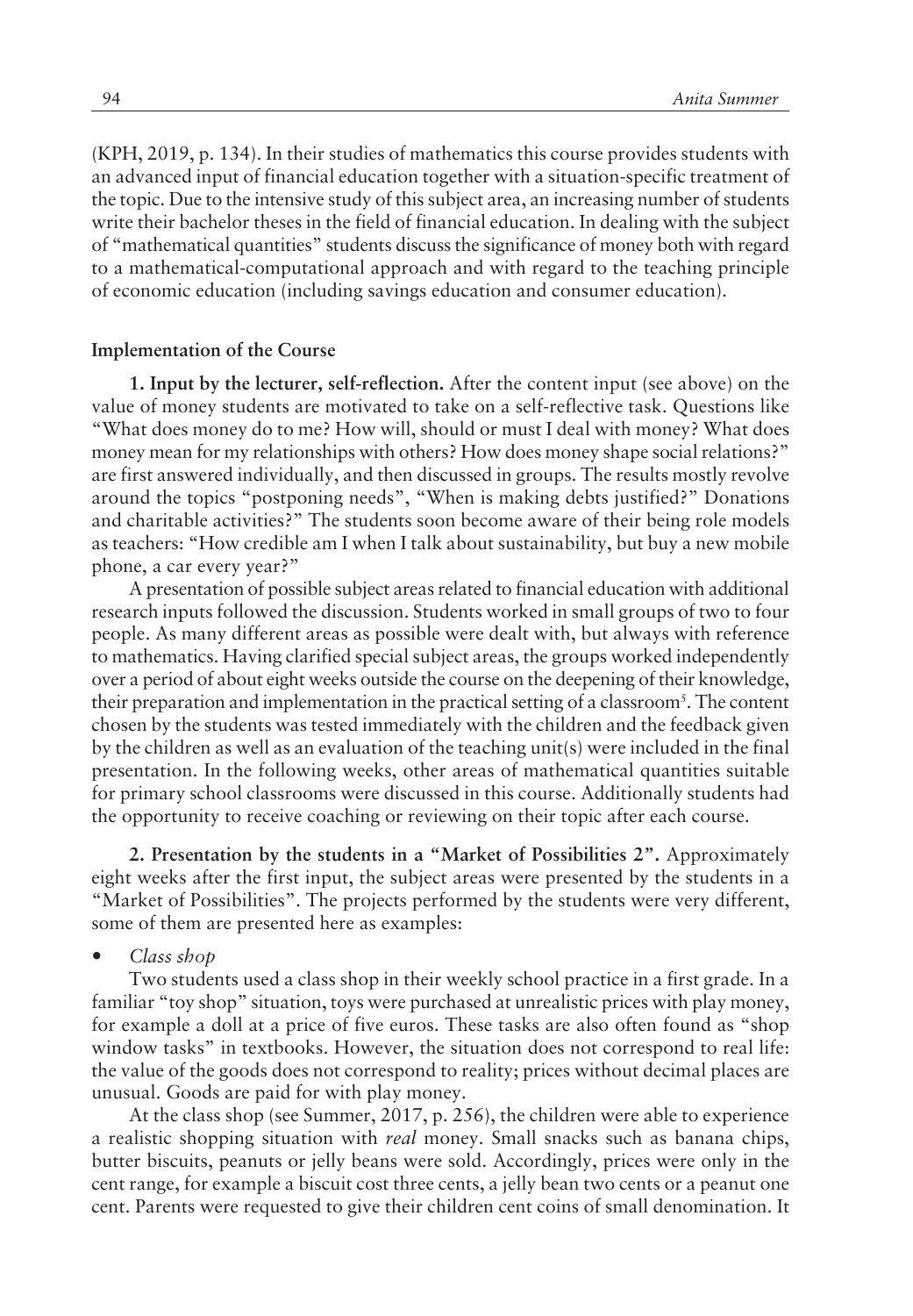(KPH, 2019, p. 134). In their studies of mathematics this course provides students with an advanced input of financial education together with a situation-specific treatment of the topic. Due to the intensive study of this subject area, an increasing number of students write their bachelor theses in the field of financial education. In dealing with the subject of "mathematical quantities" students discuss the significance of money both with regard to a mathematical-computational approach and with regard to the teaching principle of economic education (including savings education and consumer education).

**Implementation of the Course**

**1. Input by the lecturer, self-reflection.** After the content input (see above) on the value of money students are motivated to take on a self-reflective task. Questions like "What does money do to me? How will, should or must I deal with money? What does money mean for my relationships with others? How does money shape social relations?" are first answered individually, and then discussed in groups. The results mostly revolve around the topics "postponing needs", "When is making debts justified?" Donations and charitable activities?" The students soon become aware of their being role models as teachers: "How credible am I when I talk about sustainability, but buy a new mobile phone, a car every year?"

A presentation of possible subject areas related to financial education with additional research inputs followed the discussion. Students worked in small groups of two to four people. As many different areas as possible were dealt with, but always with reference to mathematics. Having clarified special subject areas, the groups worked independently over a period of about eight weeks outside the course on the deepening of their knowledge, their preparation and implementation in the practical setting of a classroom[5]. The content chosen by the students was tested immediately with the children and the feedback given by the children as well as an evaluation of the teaching unit(s) were included in the final presentation. In the following weeks, other areas of mathematical quantities suitable for primary school classrooms were discussed in this course. Additionally students had the opportunity to receive coaching or reviewing on their topic after each course.

**2. Presentation by the students in a "Market of Possibilities 2".** Approximately eight weeks after the first input, the subject areas were presented by the students in a "Market of Possibilities". The projects performed by the students were very different, some of them are presented here as examples:

- *Class shop*

Two students used a class shop in their weekly school practice in a first grade. In a familiar "toy shop" situation, toys were purchased at unrealistic prices with play money, for example a doll at a price of five euros. These tasks are also often found as "shop window tasks" in textbooks. However, the situation does not correspond to real life: the value of the goods does not correspond to reality; prices without decimal places are unusual. Goods are paid for with play money.

At the class shop (see Summer, 2017, p. 256), the children were able to experience a realistic shopping situation with *real* money. Small snacks such as banana chips, butter biscuits, peanuts or jelly beans were sold. Accordingly, prices were only in the cent range, for example a biscuit cost three cents, a jelly bean two cents or a peanut one cent. Parents were requested to give their children cent coins of small denomination. It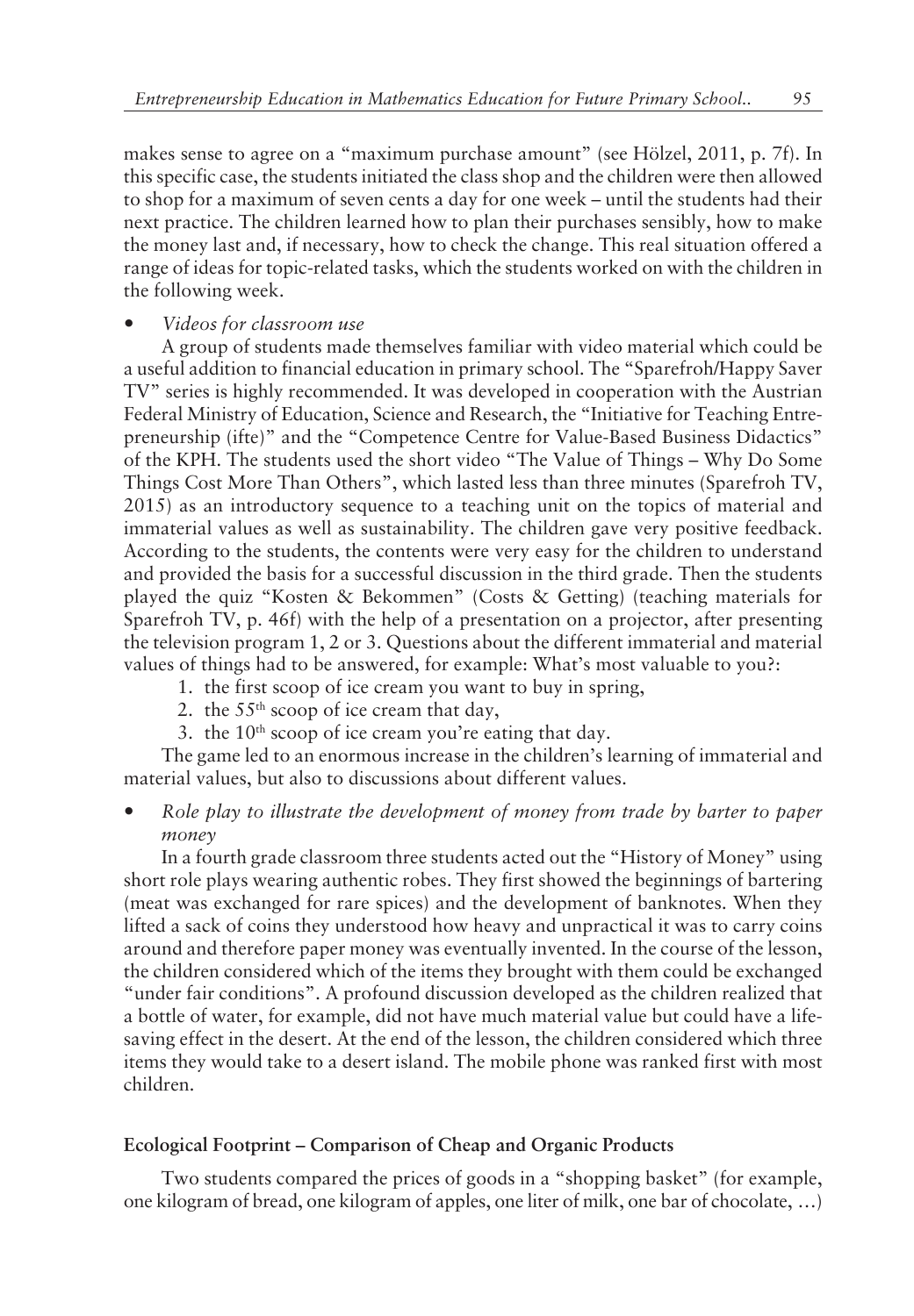makes sense to agree on a "maximum purchase amount" (see Hölzel, 2011, p. 7f). In this specific case, the students initiated the class shop and the children were then allowed to shop for a maximum of seven cents a day for one week – until the students had their next practice. The children learned how to plan their purchases sensibly, how to make the money last and, if necessary, how to check the change. This real situation offered a range of ideas for topic-related tasks, which the students worked on with the children in the following week.

- *Videos for classroom use*

  A group of students made themselves familiar with video material which could be a useful addition to financial education in primary school. The "Sparefroh/Happy Saver TV" series is highly recommended. It was developed in cooperation with the Austrian Federal Ministry of Education, Science and Research, the "Initiative for Teaching Entrepreneurship (ifte)" and the "Competence Centre for Value-Based Business Didactics" of the KPH. The students used the short video "The Value of Things – Why Do Some Things Cost More Than Others", which lasted less than three minutes (Sparefroh TV, 2015) as an introductory sequence to a teaching unit on the topics of material and immaterial values as well as sustainability. The children gave very positive feedback. According to the students, the contents were very easy for the children to understand and provided the basis for a successful discussion in the third grade. Then the students played the quiz "Kosten & Bekommen" (Costs & Getting) (teaching materials for Sparefroh TV, p. 46f) with the help of a presentation on a projector, after presenting the television program 1, 2 or 3. Questions about the different immaterial and material values of things had to be answered, for example: What's most valuable to you?:

  1. the first scoop of ice cream you want to buy in spring,
  2. the 55th scoop of ice cream that day,
  3. the 10th scoop of ice cream you're eating that day.

  The game led to an enormous increase in the children's learning of immaterial and material values, but also to discussions about different values.

- *Role play to illustrate the development of money from trade by barter to paper money*

  In a fourth grade classroom three students acted out the "History of Money" using short role plays wearing authentic robes. They first showed the beginnings of bartering (meat was exchanged for rare spices) and the development of banknotes. When they lifted a sack of coins they understood how heavy and unpractical it was to carry coins around and therefore paper money was eventually invented. In the course of the lesson, the children considered which of the items they brought with them could be exchanged "under fair conditions". A profound discussion developed as the children realized that a bottle of water, for example, did not have much material value but could have a life-saving effect in the desert. At the end of the lesson, the children considered which three items they would take to a desert island. The mobile phone was ranked first with most children.

#### Ecological Footprint – Comparison of Cheap and Organic Products

Two students compared the prices of goods in a "shopping basket" (for example, one kilogram of bread, one kilogram of apples, one liter of milk, one bar of chocolate, …)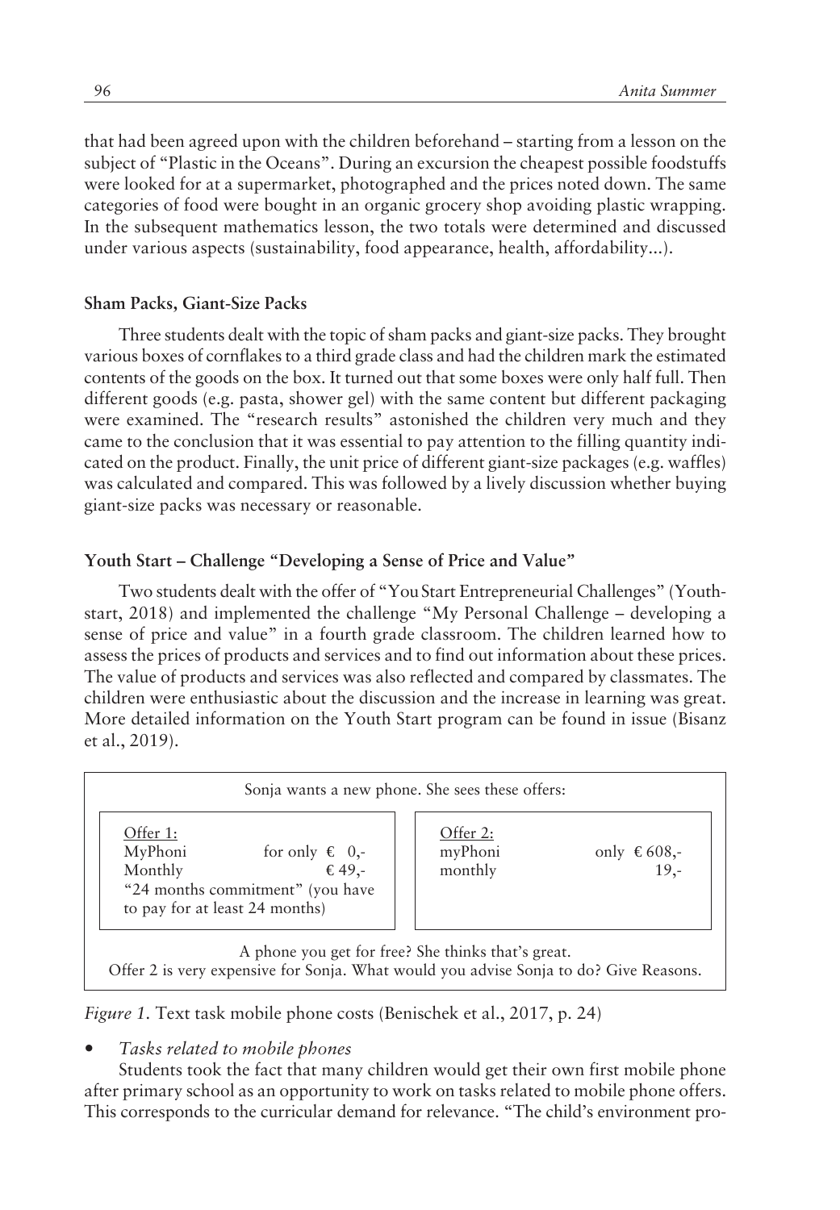that had been agreed upon with the children beforehand – starting from a lesson on the subject of "Plastic in the Oceans". During an excursion the cheapest possible foodstuffs were looked for at a supermarket, photographed and the prices noted down. The same categories of food were bought in an organic grocery shop avoiding plastic wrapping. In the subsequent mathematics lesson, the two totals were determined and discussed under various aspects (sustainability, food appearance, health, affordability...).

### Sham Packs, Giant-Size Packs

Three students dealt with the topic of sham packs and giant-size packs. They brought various boxes of cornflakes to a third grade class and had the children mark the estimated contents of the goods on the box. It turned out that some boxes were only half full. Then different goods (e.g. pasta, shower gel) with the same content but different packaging were examined. The "research results" astonished the children very much and they came to the conclusion that it was essential to pay attention to the filling quantity indicated on the product. Finally, the unit price of different giant-size packages (e.g. waffles) was calculated and compared. This was followed by a lively discussion whether buying giant-size packs was necessary or reasonable.

### Youth Start – Challenge "Developing a Sense of Price and Value"

Two students dealt with the offer of "You Start Entrepreneurial Challenges" (Youthstart, 2018) and implemented the challenge "My Personal Challenge – developing a sense of price and value" in a fourth grade classroom. The children learned how to assess the prices of products and services and to find out information about these prices. The value of products and services was also reflected and compared by classmates. The children were enthusiastic about the discussion and the increase in learning was great. More detailed information on the Youth Start program can be found in issue (Bisanz et al., 2019).

Sonja wants a new phone. She sees these offers:

| Offer 1: | | Offer 2: | |
|---|---|---|---|
| MyPhoni | for only € 0,- | myPhoni | only € 608,- |
| Monthly | € 49,- | monthly | 19,- |
| "24 months commitment" (you have to pay for at least 24 months) | | | |

A phone you get for free? She thinks that's great.
Offer 2 is very expensive for Sonja. What would you advise Sonja to do? Give Reasons.

*Figure 1.* Text task mobile phone costs (Benischek et al., 2017, p. 24)

- *Tasks related to mobile phones*

Students took the fact that many children would get their own first mobile phone after primary school as an opportunity to work on tasks related to mobile phone offers. This corresponds to the curricular demand for relevance. "The child's environment pro-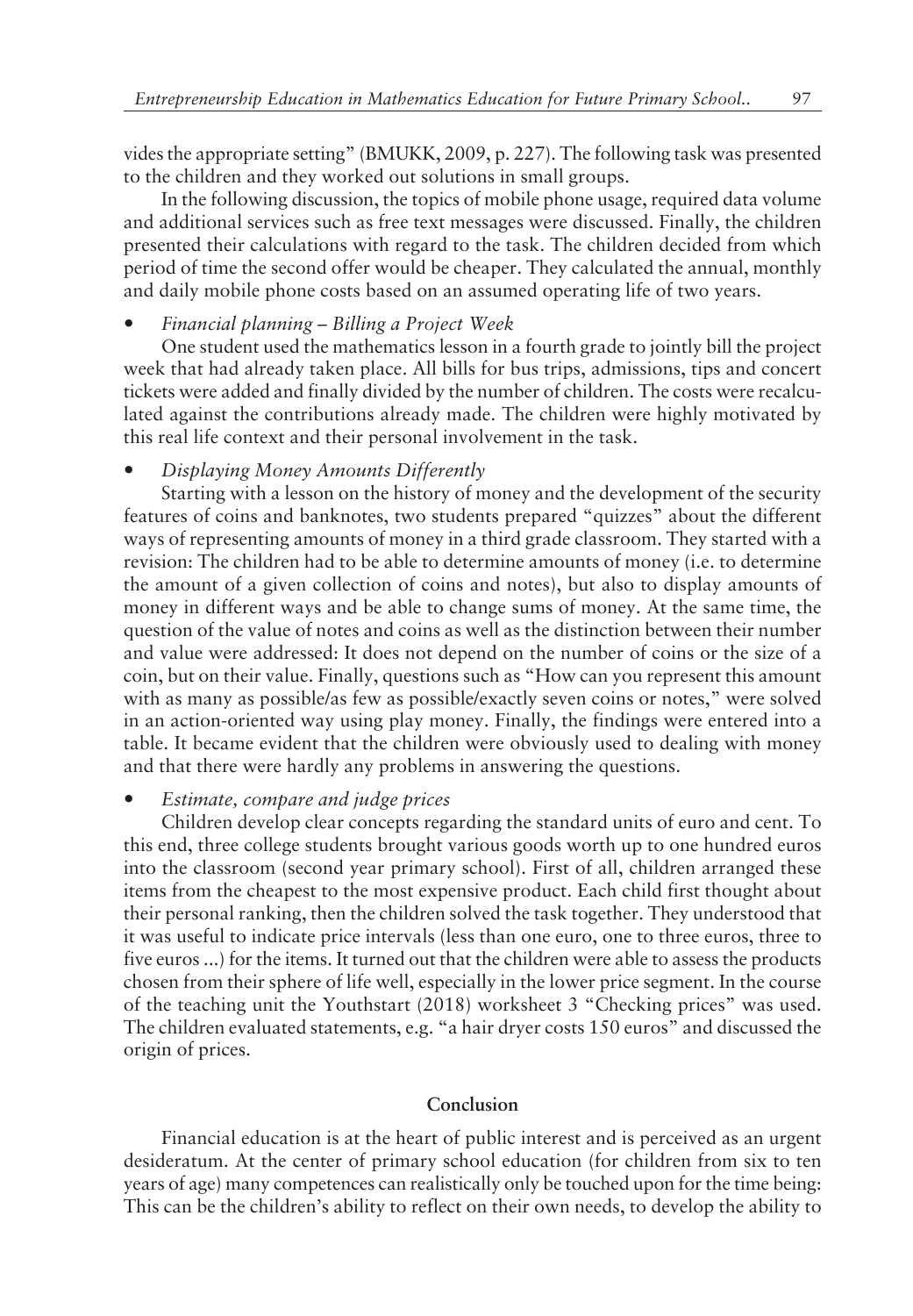vides the appropriate setting" (BMUKK, 2009, p. 227). The following task was presented to the children and they worked out solutions in small groups.

In the following discussion, the topics of mobile phone usage, required data volume and additional services such as free text messages were discussed. Finally, the children presented their calculations with regard to the task. The children decided from which period of time the second offer would be cheaper. They calculated the annual, monthly and daily mobile phone costs based on an assumed operating life of two years.

- *Financial planning – Billing a Project Week*

  One student used the mathematics lesson in a fourth grade to jointly bill the project week that had already taken place. All bills for bus trips, admissions, tips and concert tickets were added and finally divided by the number of children. The costs were recalculated against the contributions already made. The children were highly motivated by this real life context and their personal involvement in the task.

- *Displaying Money Amounts Differently*

  Starting with a lesson on the history of money and the development of the security features of coins and banknotes, two students prepared "quizzes" about the different ways of representing amounts of money in a third grade classroom. They started with a revision: The children had to be able to determine amounts of money (i.e. to determine the amount of a given collection of coins and notes), but also to display amounts of money in different ways and be able to change sums of money. At the same time, the question of the value of notes and coins as well as the distinction between their number and value were addressed: It does not depend on the number of coins or the size of a coin, but on their value. Finally, questions such as "How can you represent this amount with as many as possible/as few as possible/exactly seven coins or notes," were solved in an action-oriented way using play money. Finally, the findings were entered into a table. It became evident that the children were obviously used to dealing with money and that there were hardly any problems in answering the questions.

- *Estimate, compare and judge prices*

  Children develop clear concepts regarding the standard units of euro and cent. To this end, three college students brought various goods worth up to one hundred euros into the classroom (second year primary school). First of all, children arranged these items from the cheapest to the most expensive product. Each child first thought about their personal ranking, then the children solved the task together. They understood that it was useful to indicate price intervals (less than one euro, one to three euros, three to five euros ...) for the items. It turned out that the children were able to assess the products chosen from their sphere of life well, especially in the lower price segment. In the course of the teaching unit the Youthstart (2018) worksheet 3 "Checking prices" was used. The children evaluated statements, e.g. "a hair dryer costs 150 euros" and discussed the origin of prices.

## Conclusion

Financial education is at the heart of public interest and is perceived as an urgent desideratum. At the center of primary school education (for children from six to ten years of age) many competences can realistically only be touched upon for the time being: This can be the children's ability to reflect on their own needs, to develop the ability to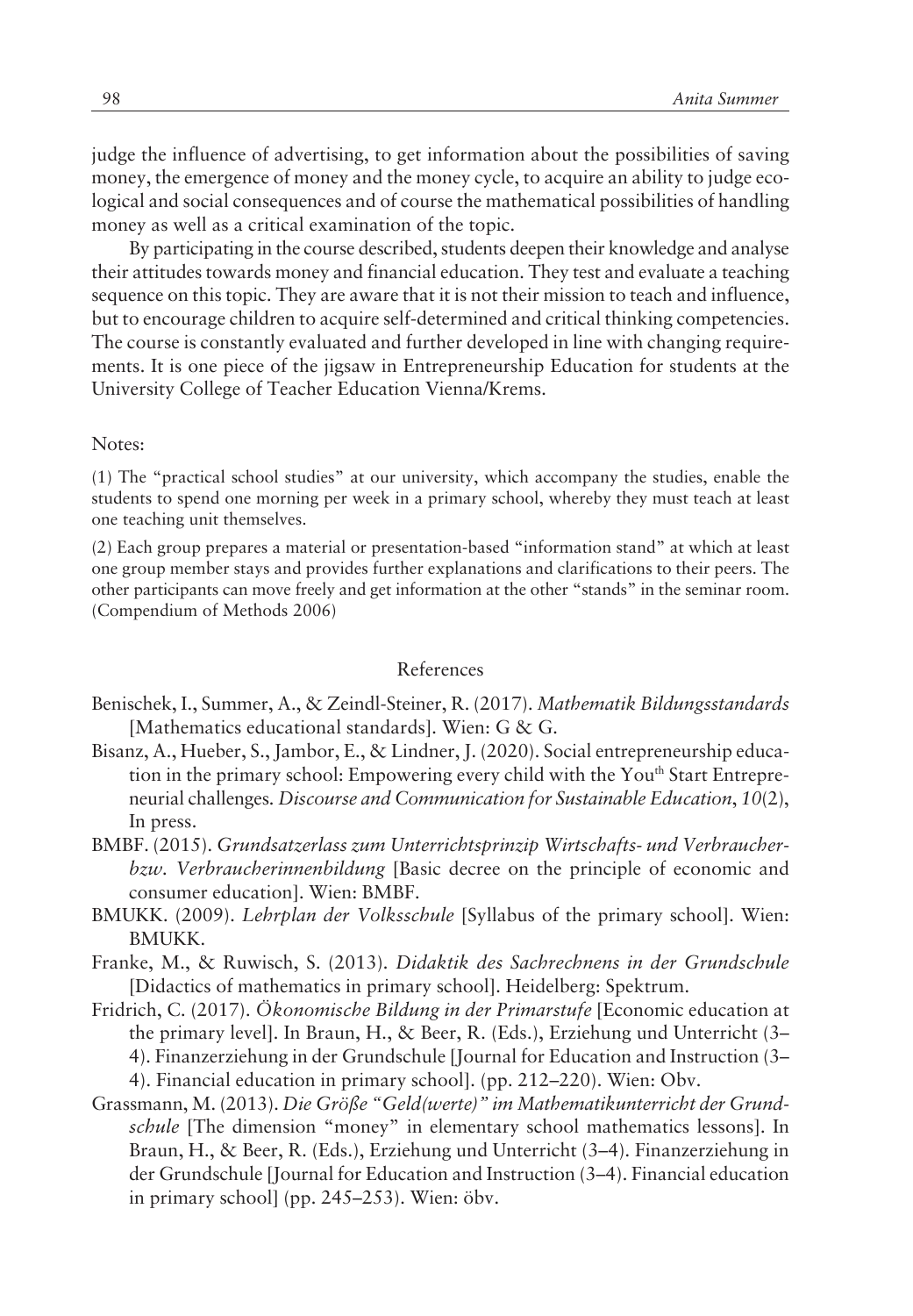judge the influence of advertising, to get information about the possibilities of saving money, the emergence of money and the money cycle, to acquire an ability to judge ecological and social consequences and of course the mathematical possibilities of handling money as well as a critical examination of the topic.

By participating in the course described, students deepen their knowledge and analyse their attitudes towards money and financial education. They test and evaluate a teaching sequence on this topic. They are aware that it is not their mission to teach and influence, but to encourage children to acquire self-determined and critical thinking competencies. The course is constantly evaluated and further developed in line with changing requirements. It is one piece of the jigsaw in Entrepreneurship Education for students at the University College of Teacher Education Vienna/Krems.

Notes:

(1) The "practical school studies" at our university, which accompany the studies, enable the students to spend one morning per week in a primary school, whereby they must teach at least one teaching unit themselves.

(2) Each group prepares a material or presentation-based "information stand" at which at least one group member stays and provides further explanations and clarifications to their peers. The other participants can move freely and get information at the other "stands" in the seminar room. (Compendium of Methods 2006)

## References

Benischek, I., Summer, A., & Zeindl-Steiner, R. (2017). *Mathematik Bildungsstandards* [Mathematics educational standards]. Wien: G & G.

Bisanz, A., Hueber, S., Jambor, E., & Lindner, J. (2020). Social entrepreneurship education in the primary school: Empowering every child with the You[th] Start Entrepreneurial challenges. *Discourse and Communication for Sustainable Education*, *10*(2), In press.

BMBF. (2015). *Grundsatzerlass zum Unterrichtsprinzip Wirtschafts- und Verbraucherbzw. Verbraucherinnenbildung* [Basic decree on the principle of economic and consumer education]. Wien: BMBF.

BMUKK. (2009). *Lehrplan der Volksschule* [Syllabus of the primary school]. Wien: BMUKK.

Franke, M., & Ruwisch, S. (2013). *Didaktik des Sachrechnens in der Grundschule* [Didactics of mathematics in primary school]. Heidelberg: Spektrum.

Fridrich, C. (2017). *Ökonomische Bildung in der Primarstufe* [Economic education at the primary level]. In Braun, H., & Beer, R. (Eds.), Erziehung und Unterricht (3–4). Finanzerziehung in der Grundschule [Journal for Education and Instruction (3–4). Financial education in primary school]. (pp. 212–220). Wien: Obv.

Grassmann, M. (2013). *Die Größe "Geld(werte)" im Mathematikunterricht der Grundschule* [The dimension "money" in elementary school mathematics lessons]. In Braun, H., & Beer, R. (Eds.), Erziehung und Unterricht (3–4). Finanzerziehung in der Grundschule [Journal for Education and Instruction (3–4). Financial education in primary school] (pp. 245–253). Wien: öbv.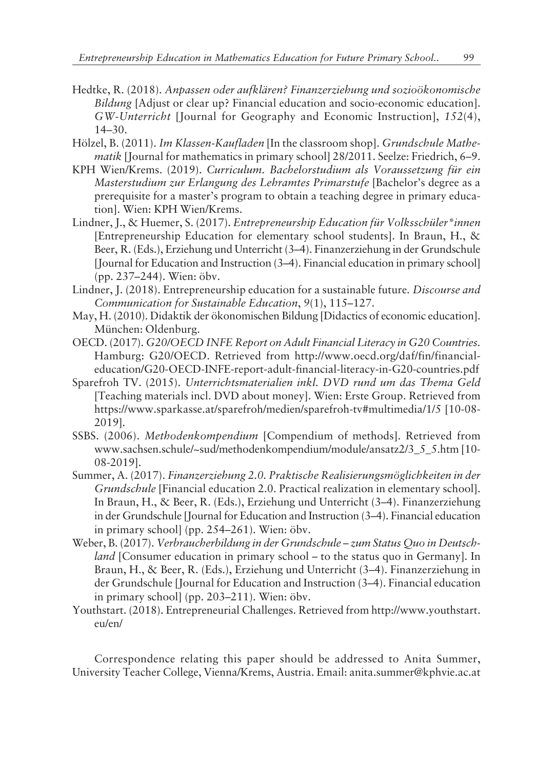Hedtke, R. (2018). *Anpassen oder aufklären? Finanzerziehung und sozioökonomische Bildung* [Adjust or clear up? Financial education and socio-economic education]. *GW-Unterricht* [Journal for Geography and Economic Instruction], *152*(4), 14–30.

Hölzel, B. (2011). *Im Klassen-Kaufladen* [In the classroom shop]. *Grundschule Mathematik* [Journal for mathematics in primary school] 28/2011. Seelze: Friedrich, 6–9.

KPH Wien/Krems. (2019). *Curriculum. Bachelorstudium als Voraussetzung für ein Masterstudium zur Erlangung des Lehramtes Primarstufe* [Bachelor's degree as a prerequisite for a master's program to obtain a teaching degree in primary education]. Wien: KPH Wien/Krems.

Lindner, J., & Huemer, S. (2017). *Entrepreneurship Education für Volksschüler*innen* [Entrepreneurship Education for elementary school students]. In Braun, H., & Beer, R. (Eds.), Erziehung und Unterricht (3–4). Finanzerziehung in der Grundschule [Journal for Education and Instruction (3–4). Financial education in primary school] (pp. 237–244). Wien: öbv.

Lindner, J. (2018). Entrepreneurship education for a sustainable future. *Discourse and Communication for Sustainable Education*, *9*(1), 115–127.

May, H. (2010). Didaktik der ökonomischen Bildung [Didactics of economic education]. München: Oldenburg.

OECD. (2017). *G20/OECD INFE Report on Adult Financial Literacy in G20 Countries.* Hamburg: G20/OECD. Retrieved from http://www.oecd.org/daf/fin/financial-education/G20-OECD-INFE-report-adult-financial-literacy-in-G20-countries.pdf

Sparefroh TV. (2015). *Unterrichtsmaterialien inkl. DVD rund um das Thema Geld* [Teaching materials incl. DVD about money]. Wien: Erste Group. Retrieved from https://www.sparkasse.at/sparefroh/medien/sparefroh-tv#multimedia/1/5 [10-08-2019].

SSBS. (2006). *Methodenkompendium* [Compendium of methods]. Retrieved from www.sachsen.schule/~sud/methodenkompendium/module/ansatz2/3_5_5.htm [10-08-2019].

Summer, A. (2017). *Finanzerziehung 2.0. Praktische Realisierungsmöglichkeiten in der Grundschule* [Financial education 2.0. Practical realization in elementary school]. In Braun, H., & Beer, R. (Eds.), Erziehung und Unterricht (3–4). Finanzerziehung in der Grundschule [Journal for Education and Instruction (3–4). Financial education in primary school] (pp. 254–261). Wien: öbv.

Weber, B. (2017). *Verbraucherbildung in der Grundschule – zum Status Quo in Deutschland* [Consumer education in primary school – to the status quo in Germany]. In Braun, H., & Beer, R. (Eds.), Erziehung und Unterricht (3–4). Finanzerziehung in der Grundschule [Journal for Education and Instruction (3–4). Financial education in primary school] (pp. 203–211). Wien: öbv.

Youthstart. (2018). Entrepreneurial Challenges. Retrieved from http://www.youthstart.eu/en/

Correspondence relating this paper should be addressed to Anita Summer, University Teacher College, Vienna/Krems, Austria. Email: anita.summer@kphvie.ac.at